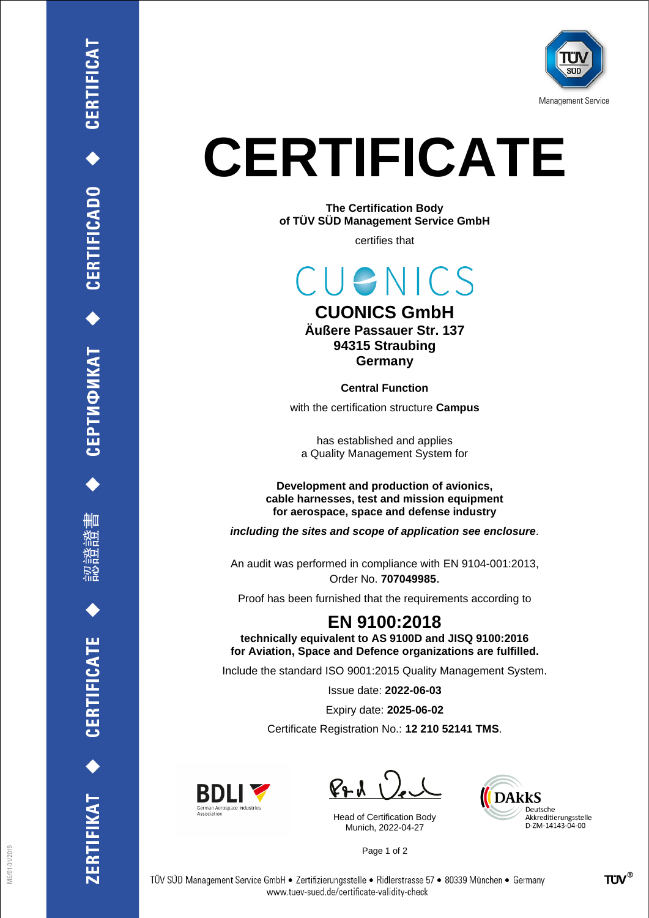ZERTIFIKAT ◆ CERTIFICATE ◆ 認證證書 ◆ СЕРТИФИКАТ ◆ CERTIFICADO ◆ CERTIFICAT

Management Service

# CERTIFICATE

**The Certification Body**
**of TÜV SÜD Management Service GmbH**

certifies that

CUONICS

**CUONICS GmbH**
**Äußere Passauer Str. 137**
**94315 Straubing**
**Germany**

**Central Function**

with the certification structure **Campus**

has established and applies
a Quality Management System for

**Development and production of avionics,**
**cable harnesses, test and mission equipment**
**for aerospace, space and defense industry**

***including the sites and scope of application see enclosure***.

An audit was performed in compliance with EN 9104-001:2013,
Order No. **707049985**.

Proof has been furnished that the requirements according to

## EN 9100:2018

**technically equivalent to AS 9100D and JISQ 9100:2016**
**for Aviation, Space and Defence organizations are fulfilled.**

Include the standard ISO 9001:2015 Quality Management System.

Issue date: **2022-06-03**

Expiry date: **2025-06-02**

Certificate Registration No.: **12 210 52141 TMS**.

BDLI German Aerospace Industries Association

Head of Certification Body
Munich, 2022-04-27

DAkkS Deutsche Akkreditierungsstelle D-ZM-14143-04-00

TÜV SÜD Management Service GmbH • Zertifizierungsstelle • Ridlerstrasse 57 • 80339 München • Germany
www.tuev-sued.de/certificate-validity-check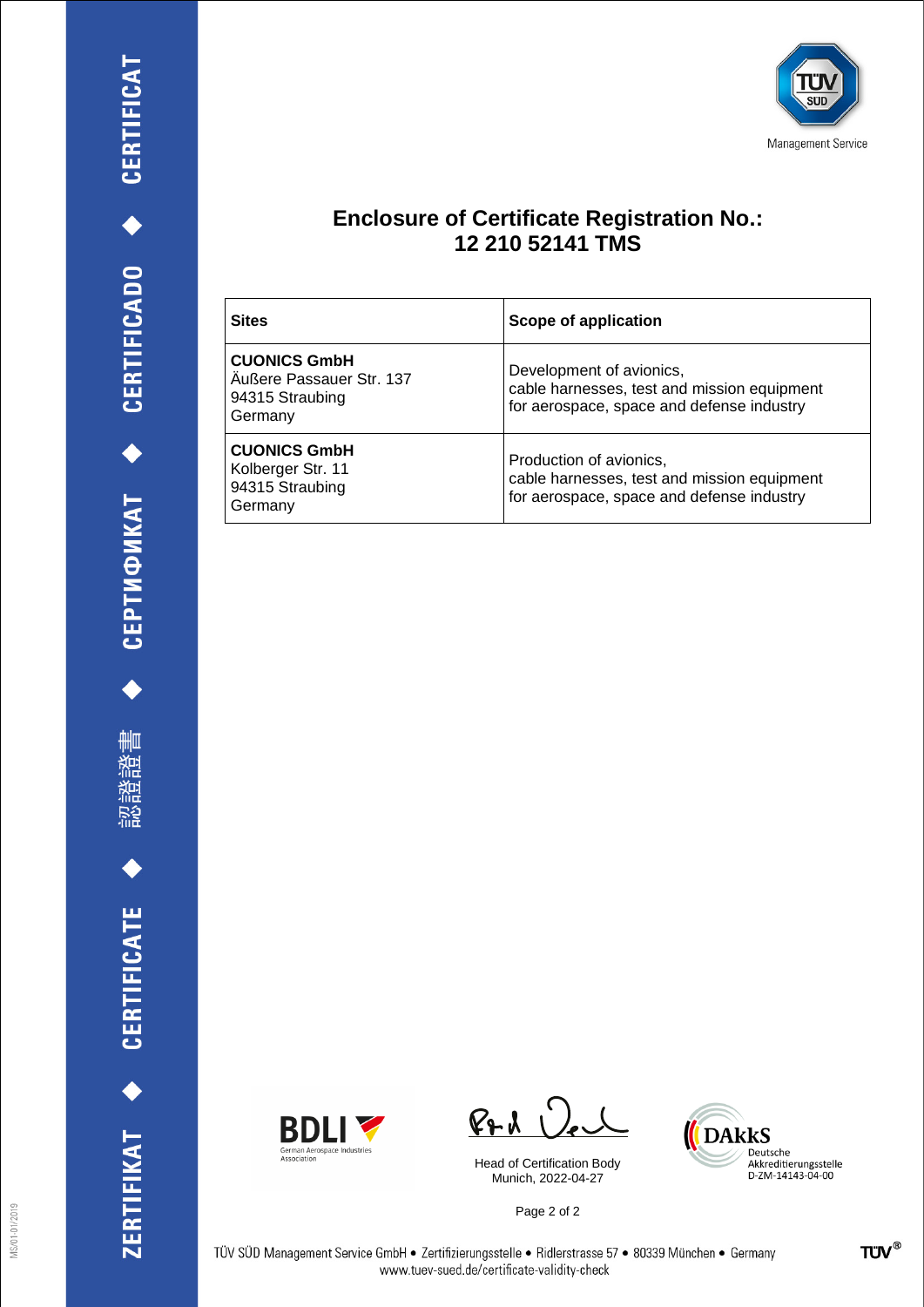Management Service

## Enclosure of Certificate Registration No.: 12 210 52141 TMS

| Sites | Scope of application |
|---|---|
| **CUONICS GmbH** Äußere Passauer Str. 137 94315 Straubing Germany | Development of avionics, cable harnesses, test and mission equipment for aerospace, space and defense industry |
| **CUONICS GmbH** Kolberger Str. 11 94315 Straubing Germany | Production of avionics, cable harnesses, test and mission equipment for aerospace, space and defense industry |

BDLI German Aerospace Industries Association

Head of Certification Body
Munich, 2022-04-27

DAkkS Deutsche Akkreditierungsstelle D-ZM-14143-04-00

TÜV SÜD Management Service GmbH • Zertifizierungsstelle • Ridlerstrasse 57 • 80339 München • Germany
www.tuev-sued.de/certificate-validity-check